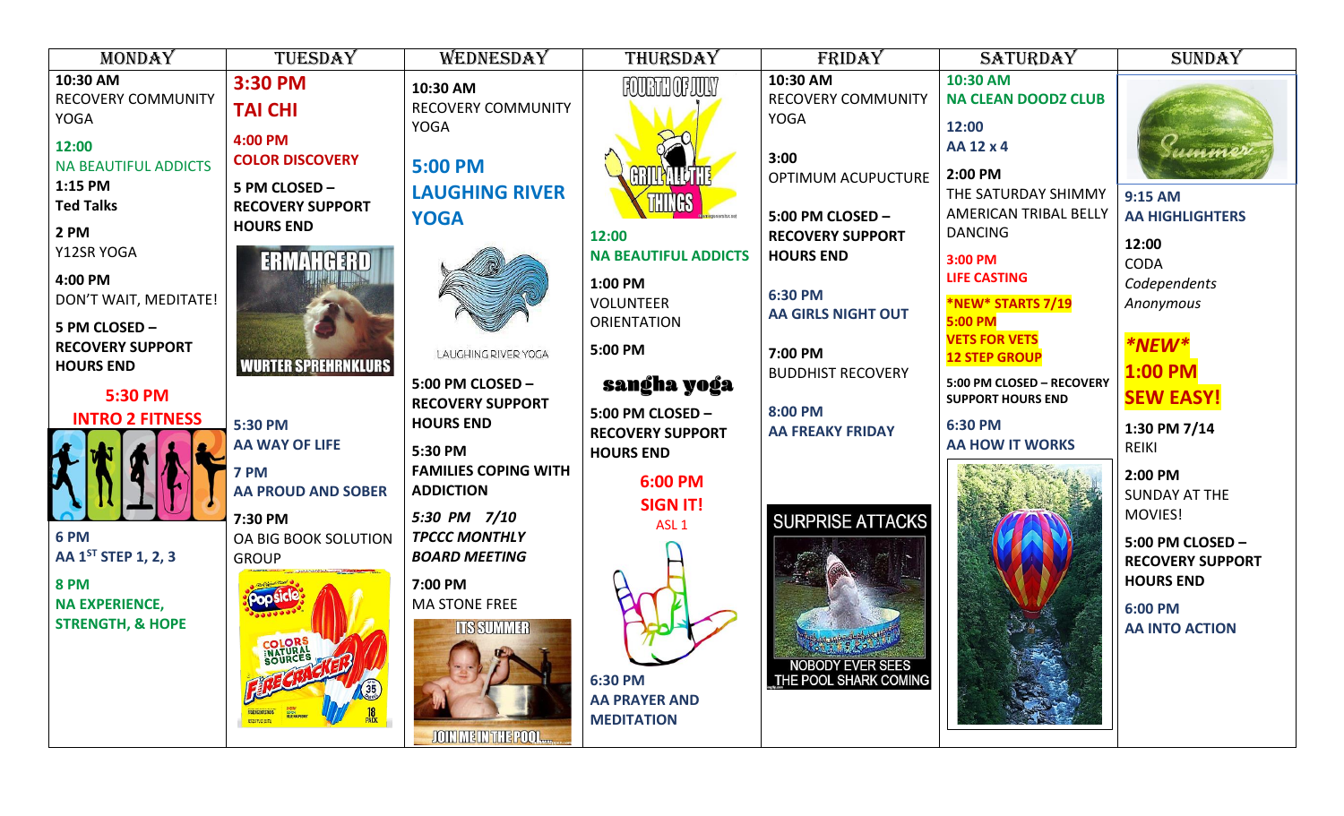| MONDAY | TUESDAY | WEDNESDAY | THURSDAY | FRIDAY | SATURDAY | SUNDAY |
|---|---|---|---|---|---|---|
| **10:30 AM** RECOVERY COMMUNITY YOGA **12:00** NA BEAUTIFUL ADDICTS **1:15 PM** **Ted Talks** **2 PM** Y12SR YOGA **4:00 PM** DON'T WAIT, MEDITATE! **5 PM CLOSED – RECOVERY SUPPORT HOURS END** **5:30 PM** **INTRO 2 FITNESS** **6 PM** **AA 1ST STEP 1, 2, 3** **8 PM** **NA EXPERIENCE, STRENGTH, & HOPE** | **3:30 PM** **TAI CHI** **4:00 PM** **COLOR DISCOVERY** **5 PM CLOSED – RECOVERY SUPPORT HOURS END** ERMAHGERD WURTER SPREHRNKLURS **5:30 PM** **AA WAY OF LIFE** **7 PM** **AA PROUD AND SOBER** **7:30 PM** OA BIG BOOK SOLUTION GROUP | **10:30 AM** RECOVERY COMMUNITY YOGA **5:00 PM** **LAUGHING RIVER YOGA** LAUGHING RIVER YOGA **5:00 PM CLOSED – RECOVERY SUPPORT HOURS END** **5:30 PM** **FAMILIES COPING WITH ADDICTION** ***5:30 PM 7/10*** ***TPCCC MONTHLY BOARD MEETING*** **7:00 PM** MA STONE FREE ITS SUMMER JOIN ME IN THE POOL | FOURTH OF JULY GRILL ALL THE THINGS **12:00** **NA BEAUTIFUL ADDICTS** **1:00 PM** VOLUNTEER ORIENTATION **5:00 PM** **sangha yoga** **5:00 PM CLOSED – RECOVERY SUPPORT HOURS END** **6:00 PM** **SIGN IT!** ASL 1 **6:30 PM** **AA PRAYER AND MEDITATION** | **10:30 AM** RECOVERY COMMUNITY YOGA **3:00** OPTIMUM ACUPUCTURE **5:00 PM CLOSED – RECOVERY SUPPORT HOURS END** **6:30 PM** **AA GIRLS NIGHT OUT** **7:00 PM** BUDDHIST RECOVERY **8:00 PM** **AA FREAKY FRIDAY** SURPRISE ATTACKS NOBODY EVER SEES THE POOL SHARK COMING | **10:30 AM** **NA CLEAN DOODZ CLUB** **12:00** **AA 12 x 4** **2:00 PM** THE SATURDAY SHIMMY AMERICAN TRIBAL BELLY DANCING **3:00 PM** **LIFE CASTING** ***NEW* STARTS 7/19** **5:00 PM** **VETS FOR VETS 12 STEP GROUP** **5:00 PM CLOSED – RECOVERY SUPPORT HOURS END** **6:30 PM** **AA HOW IT WORKS** | Summer **9:15 AM** **AA HIGHLIGHTERS** **12:00** CODA *Codependents Anonymous* ***NEW*** **1:00 PM** **SEW EASY!** **1:30 PM 7/14** REIKI **2:00 PM** SUNDAY AT THE MOVIES! **5:00 PM CLOSED – RECOVERY SUPPORT HOURS END** **6:00 PM** **AA INTO ACTION** |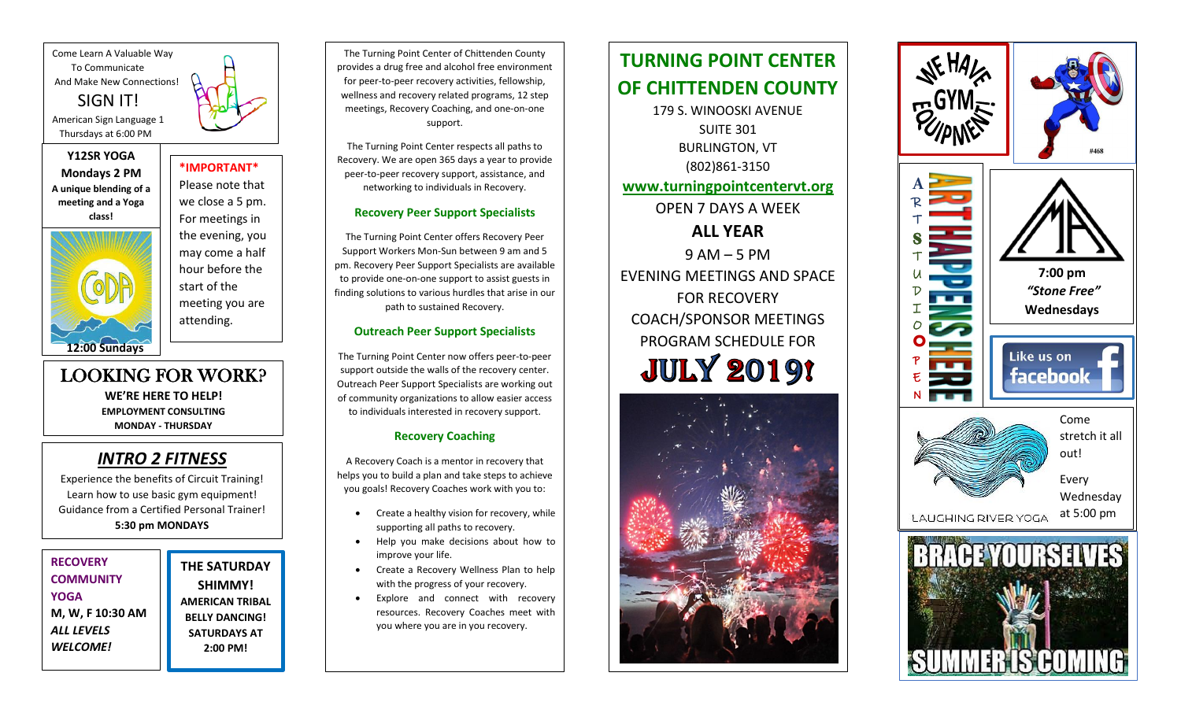Come Learn A Valuable Way To Communicate And Make New Connections!

SIGN IT!

American Sign Language 1
Thursdays at 6:00 PM

**Y12SR YOGA**
**Mondays 2 PM**
**A unique blending of a meeting and a Yoga class!**

CODA
**12:00 Sundays**

**\*IMPORTANT\***
Please note that we close a 5 pm. For meetings in the evening, you may come a half hour before the start of the meeting you are attending.

## LOOKING FOR WORK?

**WE'RE HERE TO HELP!**
**EMPLOYMENT CONSULTING**
**MONDAY - THURSDAY**

## *INTRO 2 FITNESS*

Experience the benefits of Circuit Training!
Learn how to use basic gym equipment!
Guidance from a Certified Personal Trainer!
**5:30 pm MONDAYS**

**RECOVERY COMMUNITY YOGA**
**M, W, F 10:30 AM**
***ALL LEVELS WELCOME!***

**THE SATURDAY SHIMMY!**
**AMERICAN TRIBAL BELLY DANCING!**
**SATURDAYS AT 2:00 PM!**

The Turning Point Center of Chittenden County provides a drug free and alcohol free environment for peer-to-peer recovery activities, fellowship, wellness and recovery related programs, 12 step meetings, Recovery Coaching, and one-on-one support.

The Turning Point Center respects all paths to Recovery. We are open 365 days a year to provide peer-to-peer recovery support, assistance, and networking to individuals in Recovery.

### Recovery Peer Support Specialists

The Turning Point Center offers Recovery Peer Support Workers Mon-Sun between 9 am and 5 pm. Recovery Peer Support Specialists are available to provide one-on-one support to assist guests in finding solutions to various hurdles that arise in our path to sustained Recovery.

### Outreach Peer Support Specialists

The Turning Point Center now offers peer-to-peer support outside the walls of the recovery center. Outreach Peer Support Specialists are working out of community organizations to allow easier access to individuals interested in recovery support.

### Recovery Coaching

A Recovery Coach is a mentor in recovery that helps you to build a plan and take steps to achieve you goals! Recovery Coaches work with you to:

- Create a healthy vision for recovery, while supporting all paths to recovery.
- Help you make decisions about how to improve your life.
- Create a Recovery Wellness Plan to help with the progress of your recovery.
- Explore and connect with recovery resources. Recovery Coaches meet with you where you are in you recovery.

# TURNING POINT CENTER OF CHITTENDEN COUNTY

179 S. WINOOSKI AVENUE
SUITE 301
BURLINGTON, VT
(802)861-3150
**www.turningpointcentervt.org**
OPEN 7 DAYS A WEEK
**ALL YEAR**
9 AM – 5 PM
EVENING MEETINGS AND SPACE FOR RECOVERY COACH/SPONSOR MEETINGS
PROGRAM SCHEDULE FOR

## JULY 2019!

WE HAVE GYM EQUIPMENT!

ART STUDIO OPEN
ART HAPPENS HERE

**7:00 pm**
***"Stone Free"***
**Wednesdays**

Like us on facebook

Come stretch it all out!

Every Wednesday at 5:00 pm

LAUGHING RIVER YOGA

BRACE YOURSELVES
SUMMER IS COMING